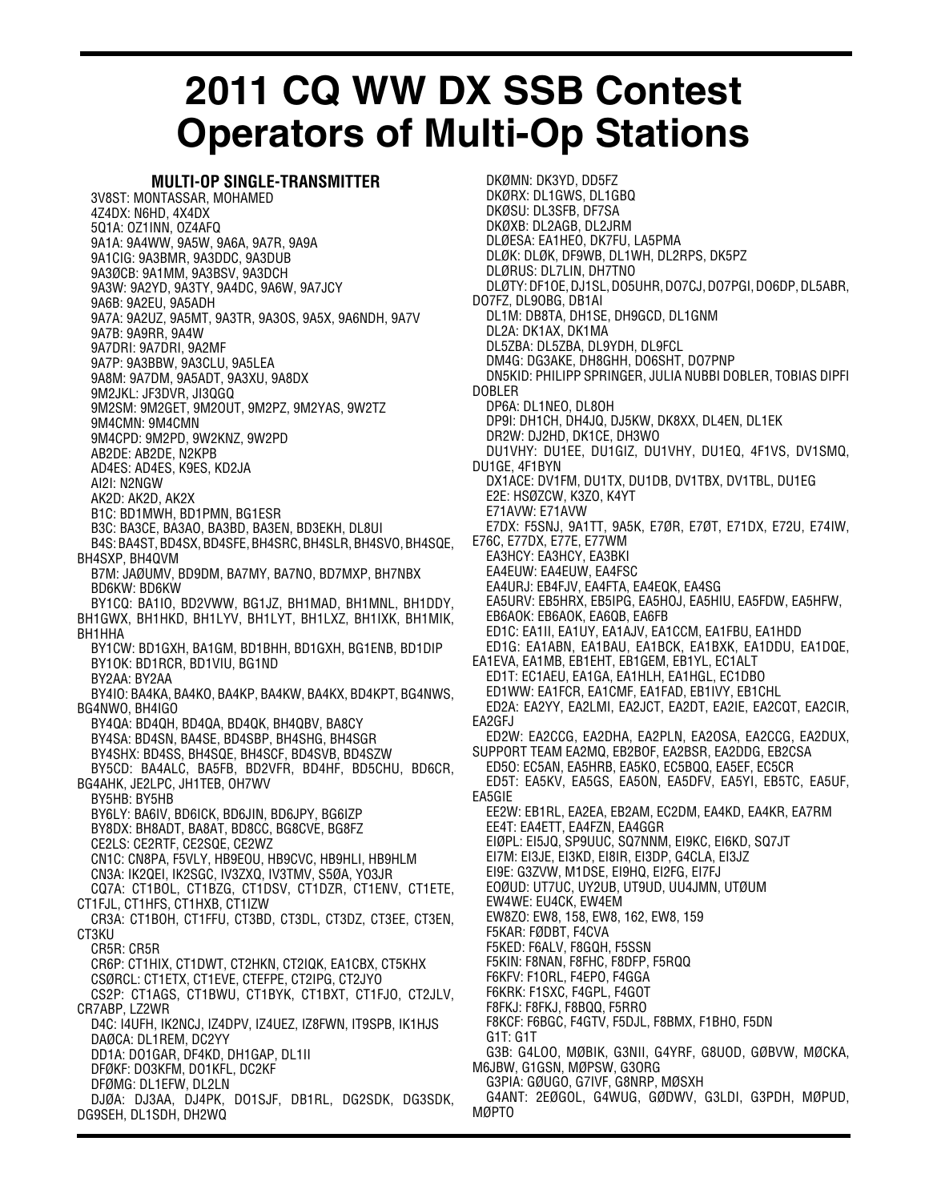# 2011 CQ WW DX SSB Contest
# Operators of Multi-Op Stations

### MULTI-OP SINGLE-TRANSMITTER

3V8ST: MONTASSAR, MOHAMED
4Z4DX: N6HD, 4X4DX
5Q1A: OZ1INN, OZ4AFQ
9A1A: 9A4WW, 9A5W, 9A6A, 9A7R, 9A9A
9A1CIG: 9A3BMR, 9A3DDC, 9A3DUB
9A3ØCB: 9A1MM, 9A3BSV, 9A3DCH
9A3W: 9A2YD, 9A3TY, 9A4DC, 9A6W, 9A7JCY
9A6B: 9A2EU, 9A5ADH
9A7A: 9A2UZ, 9A5MT, 9A3TR, 9A3OS, 9A5X, 9A6NDH, 9A7V
9A7B: 9A9RR, 9A4W
9A7DRI: 9A7DRI, 9A2MF
9A7P: 9A3BBW, 9A3CLU, 9A5LEA
9A8M: 9A7DM, 9A5ADT, 9A3XU, 9A8DX
9M2JKL: JF3DVR, JI3QGQ
9M2SM: 9M2GET, 9M2OUT, 9M2PZ, 9M2YAS, 9W2TZ
9M4CMN: 9M4CMN
9M4CPD: 9M2PD, 9W2KNZ, 9W2PD
AB2DE: AB2DE, N2KPB
AD4ES: AD4ES, K9ES, KD2JA
AI2I: N2NGW
AK2D: AK2D, AK2X
B1C: BD1MWH, BD1PMN, BG1ESR
B3C: BA3CE, BA3AO, BA3BD, BA3EN, BD3EKH, DL8UI
B4S: BA4ST, BD4SX, BD4SFE, BH4SRC, BH4SLR, BH4SVO, BH4SQE, BH4SXP, BH4QVM
B7M: JAØUMV, BD9DM, BA7MY, BA7NO, BD7MXP, BH7NBX
BD6KW: BD6KW
BY1CQ: BA1IO, BD2VWW, BG1JZ, BH1MAD, BH1MNL, BH1DDY, BH1GWX, BH1HKD, BH1LYV, BH1LYT, BH1LXZ, BH1IXK, BH1MIK, BH1HHA
BY1CW: BD1GXH, BA1GM, BD1BHH, BD1GXH, BG1ENB, BD1DIP
BY1OK: BD1RCR, BD1VIU, BG1ND
BY2AA: BY2AA
BY4IO: BA4KA, BA4KO, BA4KP, BA4KW, BA4KX, BD4KPT, BG4NWS, BG4NWO, BH4IGO
BY4QA: BD4QH, BD4QA, BD4QK, BH4QBV, BA8CY
BY4SA: BD4SN, BA4SE, BD4SBP, BH4SHG, BH4SGR
BY4SHX: BD4SS, BH4SQE, BH4SCF, BD4SVB, BD4SZW
BY5CD: BA4ALC, BA5FB, BD2VFR, BD4HF, BD5CHU, BD6CR, BG4AHK, JE2LPC, JH1TEB, OH7WV
BY5HB: BY5HB
BY6LY: BA6IV, BD6ICK, BD6JIN, BD6JPY, BG6IZP
BY8DX: BH8ADT, BA8AT, BD8CC, BG8CVE, BG8FZ
CE2LS: CE2RTF, CE2SQE, CE2WZ
CN1C: CN8PA, F5VLY, HB9EOU, HB9CVC, HB9HLI, HB9HLM
CN3A: IK2QEI, IK2SGC, IV3ZXQ, IV3TMV, S5ØA, YO3JR
CQ7A: CT1BOL, CT1BZG, CT1DSV, CT1DZR, CT1ENV, CT1ETE, CT1FJL, CT1HFS, CT1HXB, CT1IZW
CR3A: CT1BOH, CT1FFU, CT3BD, CT3DL, CT3DZ, CT3EE, CT3EN, CT3KU
CR5R: CR5R
CR6P: CT1HIX, CT1DWT, CT2HKN, CT2IQK, EA1CBX, CT5KHX
CSØRCL: CT1ETX, CT1EVE, CTEFPE, CT2IPG, CT2JYO
CS2P: CT1AGS, CT1BWU, CT1BYK, CT1BXT, CT1FJO, CT2JLV, CR7ABP, LZ2WR
D4C: I4UFH, IK2NCJ, IZ4DPV, IZ4UEZ, IZ8FWN, IT9SPB, IK1HJS
DAØCA: DL1REM, DC2YY
DD1A: DO1GAR, DF4KD, DH1GAP, DL1II
DFØKF: DO3KFM, DO1KFL, DC2KF
DFØMG: DL1EFW, DL2LN
DJØA: DJ3AA, DJ4PK, DO1SJF, DB1RL, DG2SDK, DG3SDK, DG9SEH, DL1SDH, DH2WQ
DKØMN: DK3YD, DD5FZ
DKØRX: DL1GWS, DL1GBQ
DKØSU: DL3SFB, DF7SA
DKØXB: DL2AGB, DL2JRM
DLØESA: EA1HEO, DK7FU, LA5PMA
DLØK: DLØK, DF9WB, DL1WH, DL2RPS, DK5PZ
DLØRUS: DL7LIN, DH7TNO
DLØTY: DF1OE, DJ1SL, DO5UHR, DO7CJ, DO7PGI, DO6DP, DL5ABR, DO7FZ, DL9OBG, DB1AI
DL1M: DB8TA, DH1SE, DH9GCD, DL1GNM
DL2A: DK1AX, DK1MA
DL5ZBA: DL5ZBA, DL9YDH, DL9FCL
DM4G: DG3AKE, DH8GHH, DO6SHT, DO7PNP
DN5KID: PHILIPP SPRINGER, JULIA NUBBI DOBLER, TOBIAS DIPFI DOBLER
DP6A: DL1NEO, DL8OH
DP9I: DH1CH, DH4JQ, DJ5KW, DK8XX, DL4EN, DL1EK
DR2W: DJ2HD, DK1CE, DH3WO
DU1VHY: DU1EE, DU1GIZ, DU1VHY, DU1EQ, 4F1VS, DV1SMQ, DU1GE, 4F1BYN
DX1ACE: DV1FM, DU1TX, DU1DB, DV1TBX, DV1TBL, DU1EG
E2E: HSØZCW, K3ZO, K4YT
E71AVW: E71AVW
E7DX: F5SNJ, 9A1TT, 9A5K, E7ØR, E7ØT, E71DX, E72U, E74IW, E76C, E77DX, E77E, E77WM
EA3HCY: EA3HCY, EA3BKI
EA4EUW: EA4EUW, EA4FSC
EA4URJ: EB4FJV, EA4FTA, EA4EQK, EA4SG
EA5URV: EB5HRX, EB5IPG, EA5HOJ, EA5HIU, EA5FDW, EA5HFW, EB6AOK: EB6AOK, EA6QB, EA6FB
ED1C: EA1II, EA1UY, EA1AJV, EA1CCM, EA1FBU, EA1HDD
ED1G: EA1ABN, EA1BAU, EA1BCK, EA1BXK, EA1DDU, EA1DQE, EA1EVA, EA1MB, EB1EHT, EB1GEM, EB1YL, EC1ALT
ED1T: EC1AEU, EA1GA, EA1HLH, EA1HGL, EC1DBO
ED1WW: EA1FCR, EA1CMF, EA1FAD, EB1IVY, EB1CHL
ED2A: EA2YY, EA2LMI, EA2JCT, EA2DT, EA2IE, EA2CQT, EA2CIR, EA2GFJ
ED2W: EA2CCG, EA2DHA, EA2PLN, EA2OSA, EA2CCG, EA2DUX, SUPPORT TEAM EA2MQ, EB2BOF, EA2BSR, EA2DDG, EB2CSA
ED5O: EC5AN, EA5HRB, EA5KO, EC5BQQ, EA5EF, EC5CR
ED5T: EA5KV, EA5GS, EA5ON, EA5DFV, EA5YI, EB5TC, EA5UF, EA5GIE
EE2W: EB1RL, EA2EA, EB2AM, EC2DM, EA4KD, EA4KR, EA7RM
EE4T: EA4ETT, EA4FZN, EA4GGR
EIØPL: EI5JQ, SP9UUC, SQ7NNM, EI9KC, EI6KD, SQ7JT
EI7M: EI3JE, EI3KD, EI8IR, EI3DP, G4CLA, EI3JZ
EI9E: G3ZVW, M1DSE, EI9HQ, EI2FG, EI7FJ
EOØUD: UT7UC, UY2UB, UT9UD, UU4JMN, UTØUM
EW4WE: EU4CK, EW4EM
EW8ZO: EW8, 158, EW8, 162, EW8, 159
F5KAR: FØDBT, F4CVA
F5KED: F6ALV, F8GQH, F5SSN
F5KIN: F8NAN, F8FHC, F8DFP, F5RQQ
F6KFV: F1ORL, F4EPO, F4GGA
F6KRK: F1SXC, F4GPL, F4GOT
F8FKJ: F8FKJ, F8BQQ, F5RRO
F8KCF: F6BGC, F4GTV, F5DJL, F8BMX, F1BHO, F5DN
G1T: G1T
G3B: G4LOO, MØBIK, G3NII, G4YRF, G8UOD, GØBVW, MØCKA, M6JBW, G1GSN, MØPSW, G3ORG
G3PIA: GØUGO, G7IVF, G8NRP, MØSXH
G4ANT: 2EØGOL, G4WUG, GØDWV, G3LDI, G3PDH, MØPUD, MØPTO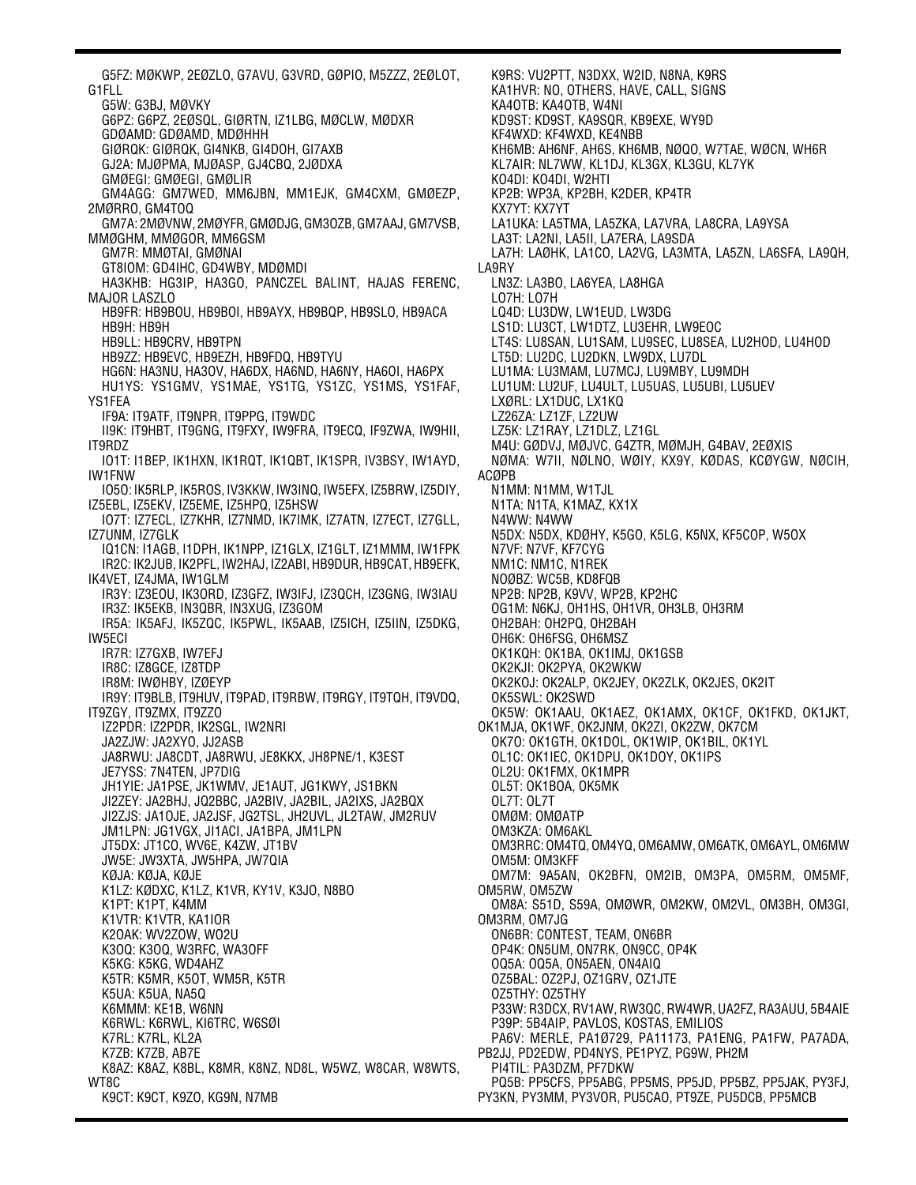G5FZ: MØKWP, 2EØZLO, G7AVU, G3VRD, GØPIO, M5ZZZ, 2EØLOT, G1FLL

G5W: G3BJ, MØVKY

G6PZ: G6PZ, 2EØSQL, GIØRTN, IZ1LBG, MØCLW, MØDXR

GDØAMD: GDØAMD, MDØHHH

GIØRQK: GIØRQK, GI4NKB, GI4DOH, GI7AXB

GJ2A: MJØPMA, MJØASP, GJ4CBQ, 2JØDXA

GMØEGI: GMØEGI, GMØLIR

GM4AGG: GM7WED, MM6JBN, MM1EJK, GM4CXM, GMØEZP, 2MØRRO, GM4TOQ

GM7A: 2MØVNW, 2MØYFR, GMØDJG, GM3OZB, GM7AAJ, GM7VSB, MMØGHM, MMØGOR, MM6GSM

GM7R: MMØTAI, GMØNAI

GT8IOM: GD4IHC, GD4WBY, MDØMDI

HA3KHB: HG3IP, HA3GO, PANCZEL BALINT, HAJAS FERENC, MAJOR LASZLO

HB9FR: HB9BOU, HB9BOI, HB9AYX, HB9BQP, HB9SLO, HB9ACA

HB9H: HB9H

HB9LL: HB9CRV, HB9TPN

HB9ZZ: HB9EVC, HB9EZH, HB9FDQ, HB9TYU

HG6N: HA3NU, HA3OV, HA6DX, HA6ND, HA6NY, HA6OI, HA6PX

HU1YS: YS1GMV, YS1MAE, YS1TG, YS1ZC, YS1MS, YS1FAF, YS1FEA

IF9A: IT9ATF, IT9NPR, IT9PPG, IT9WDC

II9K: IT9HBT, IT9GNG, IT9FXY, IW9FRA, IT9ECQ, IF9ZWA, IW9HII, IT9RDZ

IO1T: I1BEP, IK1HXN, IK1RQT, IK1QBT, IK1SPR, IV3BSY, IW1AYD, IW1FNW

IO5O: IK5RLP, IK5ROS, IV3KKW, IW3INQ, IW5EFX, IZ5BRW, IZ5DIY, IZ5EBL, IZ5EKV, IZ5EME, IZ5HPQ, IZ5HSW

IO7T: IZ7ECL, IZ7KHR, IZ7NMD, IK7IMK, IZ7ATN, IZ7ECT, IZ7GLL, IZ7UNM, IZ7GLK

IQ1CN: I1AGB, I1DPH, IK1NPP, IZ1GLX, IZ1GLT, IZ1MMM, IW1FPK

IR2C: IK2JUB, IK2PFL, IW2HAJ, IZ2ABI, HB9DUR, HB9CAT, HB9EFK, IK4VET, IZ4JMA, IW1GLM

IR3Y: IZ3EOU, IK3ORD, IZ3GFZ, IW3IFJ, IZ3QCH, IZ3GNG, IW3IAU

IR3Z: IK5EKB, IN3QBR, IN3XUG, IZ3GOM

IR5A: IK5AFJ, IK5ZQC, IK5PWL, IK5AAB, IZ5ICH, IZ5IIN, IZ5DKG, IW5ECI

IR7R: IZ7GXB, IW7EFJ

IR8C: IZ8GCE, IZ8TDP

IR8M: IWØHBY, IZØEYP

IR9Y: IT9BLB, IT9HUV, IT9PAD, IT9RBW, IT9RGY, IT9TQH, IT9VDQ, IT9ZGY, IT9ZMX, IT9ZZO

IZ2PDR: IZ2PDR, IK2SGL, IW2NRI

JA2ZJW: JA2XYO, JJ2ASB

JA8RWU: JA8CDT, JA8RWU, JE8KKX, JH8PNE/1, K3EST

JE7YSS: 7N4TEN, JP7DIG

JH1YIE: JA1PSE, JK1WMV, JE1AUT, JG1KWY, JS1BKN

JI2ZEY: JA2BHJ, JQ2BBC, JA2BIV, JA2BIL, JA2IXS, JA2BQX

JI2ZJS: JA1OJE, JA2JSF, JG2TSL, JH2UVL, JL2TAW, JM2RUV

JM1LPN: JG1VGX, JI1ACI, JA1BPA, JM1LPN

JT5DX: JT1CO, WV6E, K4ZW, JT1BV

JW5E: JW3XTA, JW5HPA, JW7QIA

KØJA: KØJA, KØJE

K1LZ: KØDXC, K1LZ, K1VR, KY1V, K3JO, N8BO

K1PT: K1PT, K4MM

K1VTR: K1VTR, KA1IOR

K2OAK: WV2ZOW, WO2U

K3OQ: K3OQ, W3RFC, WA3OFF

K5KG: K5KG, WD4AHZ

K5TR: K5MR, K5OT, WM5R, K5TR

K5UA: K5UA, NA5Q

K6MMM: KE1B, W6NN

K6RWL: K6RWL, KI6TRC, W6SØI

K7RL: K7RL, KL2A

K7ZB: K7ZB, AB7E

K8AZ: K8AZ, K8BL, K8MR, K8NZ, ND8L, W5WZ, W8CAR, W8WTS, WT8C

K9CT: K9CT, K9ZO, KG9N, N7MB

K9RS: VU2PTT, N3DXX, W2ID, N8NA, K9RS

KA1HVR: NO, OTHERS, HAVE, CALL, SIGNS

KA4OTB: KA4OTB, W4NI

KD9ST: KD9ST, KA9SQR, KB9EXE, WY9D

KF4WXD: KF4WXD, KE4NBB

KH6MB: AH6NF, AH6S, KH6MB, NØQO, W7TAE, WØCN, WH6R

KL7AIR: NL7WW, KL1DJ, KL3GX, KL3GU, KL7YK

KO4DI: KO4DI, W2HTI

KP2B: WP3A, KP2BH, K2DER, KP4TR

KX7YT: KX7YT

LA1UKA: LA5TMA, LA5ZKA, LA7VRA, LA8CRA, LA9YSA

LA3T: LA2NI, LA5II, LA7ERA, LA9SDA

LA7H: LAØHK, LA1CO, LA2VG, LA3MTA, LA5ZN, LA6SFA, LA9QH, LA9RY

LN3Z: LA3BO, LA6YEA, LA8HGA

LO7H: LO7H

LQ4D: LU3DW, LW1EUD, LW3DG

LS1D: LU3CT, LW1DTZ, LU3EHR, LW9EOC

LT4S: LU8SAN, LU1SAM, LU9SEC, LU8SEA, LU2HOD, LU4HOD

LT5D: LU2DC, LU2DKN, LW9DX, LU7DL

LU1MA: LU3MAM, LU7MCJ, LU9MBY, LU9MDH

LU1UM: LU2UF, LU4ULT, LU5UAS, LU5UBI, LU5UEV

LXØRL: LX1DUC, LX1KQ

LZ26ZA: LZ1ZF, LZ2UW

LZ5K: LZ1RAY, LZ1DLZ, LZ1GL

M4U: GØDVJ, MØJVC, G4ZTR, MØMJH, G4BAV, 2EØXIS

NØMA: W7II, NØLNO, WØIY, KX9Y, KØDAS, KCØYGW, NØCIH, ACØPB

N1MM: N1MM, W1TJL

N1TA: N1TA, K1MAZ, KX1X

N4WW: N4WW

N5DX: N5DX, KDØHY, K5GO, K5LG, K5NX, KF5COP, W5OX

N7VF: N7VF, KF7CYG

NM1C: NM1C, N1REK

NOØBZ: WC5B, KD8FQB

NP2B: NP2B, K9VV, WP2B, KP2HC

OG1M: N6KJ, OH1HS, OH1VR, OH3LB, OH3RM

OH2BAH: OH2PQ, OH2BAH

OH6K: OH6FSG, OH6MSZ

OK1KQH: OK1BA, OK1IMJ, OK1GSB

OK2KJI: OK2PYA, OK2WKW

OK2KOJ: OK2ALP, OK2JEY, OK2ZLK, OK2JES, OK2IT

OK5SWL: OK2SWD

OK5W: OK1AAU, OK1AEZ, OK1AMX, OK1CF, OK1FKD, OK1JKT, OK1MJA, OK1WF, OK2JNM, OK2ZI, OK2ZW, OK7CM

OK7O: OK1GTH, OK1DOL, OK1WIP, OK1BIL, OK1YL

OL1C: OK1IEC, OK1DPU, OK1DOY, OK1IPS

OL2U: OK1FMX, OK1MPR

OL5T: OK1BOA, OK5MK

OL7T: OL7T

OMØM: OMØATP

OM3KZA: OM6AKL

OM3RRC: OM4TQ, OM4YQ, OM6AMW, OM6ATK, OM6AYL, OM6MW

OM5M: OM3KFF

OM7M: 9A5AN, OK2BFN, OM2IB, OM3PA, OM5RM, OM5MF, OM5RW, OM5ZW

OM8A: S51D, S59A, OMØWR, OM2KW, OM2VL, OM3BH, OM3GI, OM3RM, OM7JG

ON6BR: CONTEST, TEAM, ON6BR

OP4K: ON5UM, ON7RK, ON9CC, OP4K

OQ5A: OQ5A, ON5AEN, ON4AIQ

OZ5BAL: OZ2PJ, OZ1GRV, OZ1JTE

OZ5THY: OZ5THY

P33W: R3DCX, RV1AW, RW3QC, RW4WR, UA2FZ, RA3AUU, 5B4AIE

P39P: 5B4AIP, PAVLOS, KOSTAS, EMILIOS

PA6V: MERLE, PA1Ø729, PA11173, PA1ENG, PA1FW, PA7ADA, PB2JJ, PD2EDW, PD4NYS, PE1PYZ, PG9W, PH2M

PI4TIL: PA3DZM, PF7DKW

PQ5B: PP5CFS, PP5ABG, PP5MS, PP5JD, PP5BZ, PP5JAK, PY3FJ, PY3KN, PY3MM, PY3VOR, PU5CAO, PT9ZE, PU5DCB, PP5MCB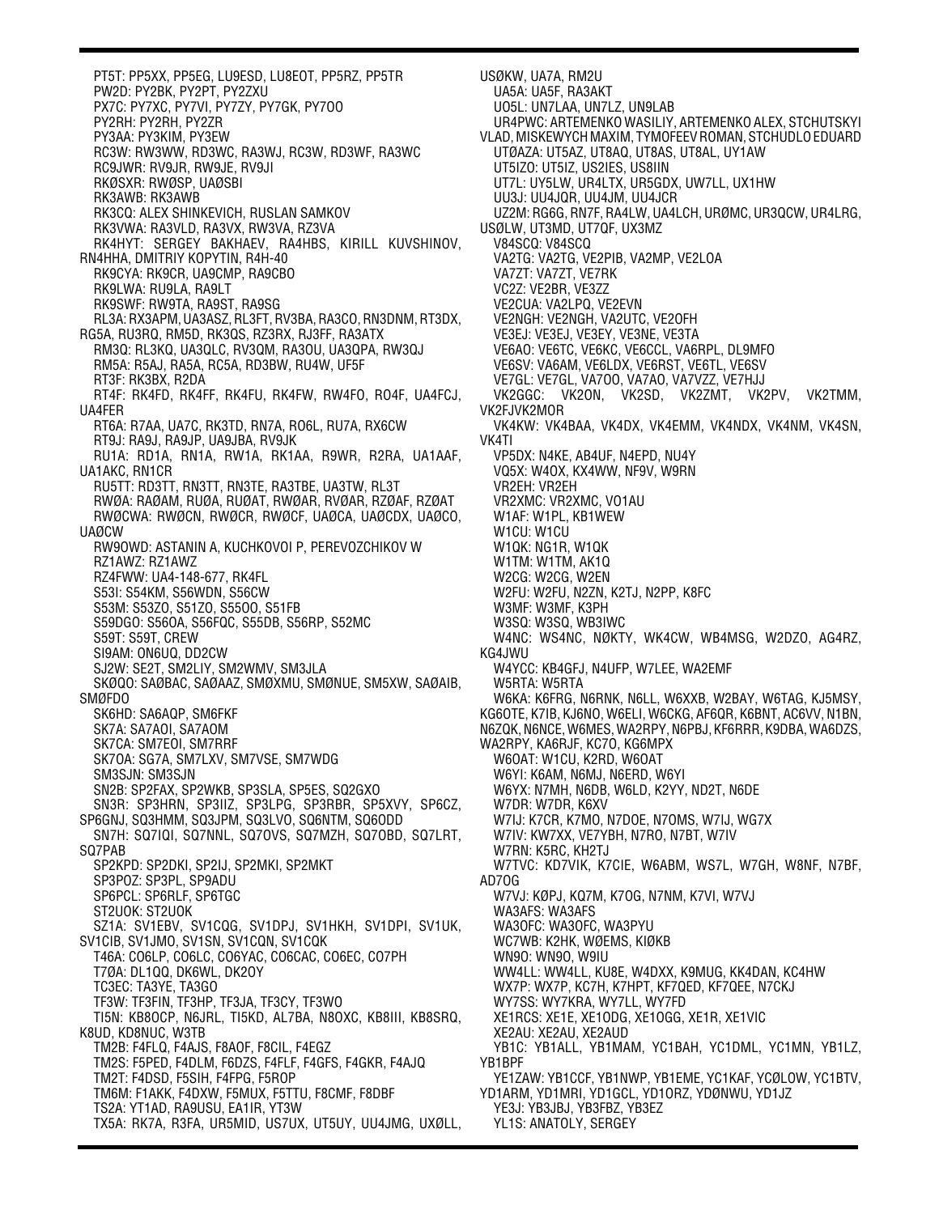PT5T: PP5XX, PP5EG, LU9ESD, LU8EOT, PP5RZ, PP5TR
PW2D: PY2BK, PY2PT, PY2ZXU
PX7C: PY7XC, PY7VI, PY7ZY, PY7GK, PY7OO
PY2RH: PY2RH, PY2ZR
PY3AA: PY3KIM, PY3EW
RC3W: RW3WW, RD3WC, RA3WJ, RC3W, RD3WF, RA3WC
RC9JWR: RV9JR, RW9JE, RV9JI
RKØSXR: RWØSP, UAØSBI
RK3AWB: RK3AWB
RK3CQ: ALEX SHINKEVICH, RUSLAN SAMKOV
RK3VWA: RA3VLD, RA3VX, RW3VA, RZ3VA
RK4HYT: SERGEY BAKHAEV, RA4HBS, KIRILL KUVSHINOV, RN4HHA, DMITRIY KOPYTIN, R4H-40
RK9CYA: RK9CR, UA9CMP, RA9CBO
RK9LWA: RU9LA, RA9LT
RK9SWF: RW9TA, RA9ST, RA9SG
RL3A: RX3APM, UA3ASZ, RL3FT, RV3BA, RA3CO, RN3DNM, RT3DX, RG5A, RU3RQ, RM5D, RK3QS, RZ3RX, RJ3FF, RA3ATX
RM3Q: RL3KQ, UA3QLC, RV3QM, RA3OU, UA3QPA, RW3QJ
RM5A: R5AJ, RA5A, RC5A, RD3BW, RU4W, UF5F
RT3F: RK3BX, R2DA
RT4F: RK4FD, RK4FF, RK4FU, RK4FW, RW4FO, RO4F, UA4FCJ, UA4FER
RT6A: R7AA, UA7C, RK3TD, RN7A, RO6L, RU7A, RX6CW
RT9J: RA9J, RA9JP, UA9JBA, RV9JK
RU1A: RD1A, RN1A, RW1A, RK1AA, R9WR, R2RA, UA1AAF, UA1AKC, RN1CR
RU5TT: RD3TT, RN3TT, RN3TE, RA3TBE, UA3TW, RL3T
RWØA: RAØAM, RUØA, RUØAT, RWØAR, RVØAR, RZØAF, RZØAT
RWØCWA: RWØCN, RWØCR, RWØCF, UAØCA, UAØCDX, UAØCO, UAØCW
RW9OWD: ASTANIN A, KUCHKOVOI P, PEREVOZCHIKOV W
RZ1AWZ: RZ1AWZ
RZ4FWW: UA4-148-677, RK4FL
S53I: S54KM, S56WDN, S56CW
S53M: S53ZO, S51ZO, S55OO, S51FB
S59DGO: S56OA, S56FQC, S55DB, S56RP, S52MC
S59T: S59T, CREW
SI9AM: ON6UQ, DD2CW
SJ2W: SE2T, SM2LIY, SM2WMV, SM3JLA
SKØQO: SAØBAC, SAØAAZ, SMØXMU, SMØNUE, SM5XW, SAØAIB, SMØFDO
SK6HD: SA6AQP, SM6FKF
SK7A: SA7AOI, SA7AOM
SK7CA: SM7EOI, SM7RRF
SK7OA: SG7A, SM7LXV, SM7VSE, SM7WDG
SM3SJN: SM3SJN
SN2B: SP2FAX, SP2WKB, SP3SLA, SP5ES, SQ2GXO
SN3R: SP3HRN, SP3IIZ, SP3LPG, SP3RBR, SP5XVY, SP6CZ, SP6GNJ, SQ3HMM, SQ3JPM, SQ3LVO, SQ6NTM, SQ6ODD
SN7H: SQ7IQI, SQ7NNL, SQ7OVS, SQ7MZH, SQ7OBD, SQ7LRT, SQ7PAB
SP2KPD: SP2DKI, SP2IJ, SP2MKI, SP2MKT
SP3POZ: SP3PL, SP9ADU
SP6PCL: SP6RLF, SP6TGC
ST2UOK: ST2UOK
SZ1A: SV1EBV, SV1CQG, SV1DPJ, SV1HKH, SV1DPI, SV1UK, SV1CIB, SV1JMO, SV1SN, SV1CQN, SV1CQK
T46A: CO6LP, CO6LC, CO6YAC, CO6CAC, CO6EC, CO7PH
T7ØA: DL1QQ, DK6WL, DK2OY
TC3EC: TA3YE, TA3GO
TF3W: TF3FIN, TF3HP, TF3JA, TF3CY, TF3WO
TI5N: KB8OCP, N6JRL, TI5KD, AL7BA, N8OXC, KB8III, KB8SRQ, K8UD, KD8NUC, W3TB
TM2B: F4FLQ, F4AJS, F8AOF, F8CIL, F4EGZ
TM2S: F5PED, F4DLM, F6DZS, F4FLF, F4GFS, F4GKR, F4AJQ
TM2T: F4DSD, F5SIH, F4FPG, F5ROP
TM6M: F1AKK, F4DXW, F5MUX, F5TTU, F8CMF, F8DBF
TS2A: YT1AD, RA9USU, EA1IR, YT3W
TX5A: RK7A, R3FA, UR5MID, US7UX, UT5UY, UU4JMG, UXØLL, USØKW, UA7A, RM2U
UA5A: UA5F, RA3AKT
UO5L: UN7LAA, UN7LZ, UN9LAB
UR4PWC: ARTEMENKO WASILIY, ARTEMENKO ALEX, STCHUTSKYI VLAD, MISKEWYCH MAXIM, TYMOFEEV ROMAN, STCHUDLO EDUARD
UTØAZA: UT5AZ, UT8AQ, UT8AS, UT8AL, UY1AW
UT5IZO: UT5IZ, US2IES, US8IIN
UT7L: UY5LW, UR4LTX, UR5GDX, UW7LL, UX1HW
UU3J: UU4JQR, UU4JM, UU4JCR
UZ2M: RG6G, RN7F, RA4LW, UA4LCH, URØMC, UR3QCW, UR4LRG, USØLW, UT3MD, UT7QF, UX3MZ
V84SCQ: V84SCQ
VA2TG: VA2TG, VE2PIB, VA2MP, VE2LOA
VA7ZT: VA7ZT, VE7RK
VC2Z: VE2BR, VE3ZZ
VE2CUA: VA2LPQ, VE2EVN
VE2NGH: VE2NGH, VA2UTC, VE2OFH
VE3EJ: VE3EJ, VE3EY, VE3NE, VE3TA
VE6AO: VE6TC, VE6KC, VE6CCL, VA6RPL, DL9MFO
VE6SV: VA6AM, VE6LDX, VE6RST, VE6TL, VE6SV
VE7GL: VE7GL, VA7OO, VA7AO, VA7VZZ, VE7HJJ
VK2GGC: VK2ON, VK2SD, VK2ZMT, VK2PV, VK2TMM, VK2FJVK2MOR
VK4KW: VK4BAA, VK4DX, VK4EMM, VK4NDX, VK4NM, VK4SN, VK4TI
VP5DX: N4KE, AB4UF, N4EPD, NU4Y
VQ5X: W4OX, KX4WW, NF9V, W9RN
VR2EH: VR2EH
VR2XMC: VR2XMC, VO1AU
W1AF: W1PL, KB1WEW
W1CU: W1CU
W1QK: NG1R, W1QK
W1TM: W1TM, AK1Q
W2CG: W2CG, W2EN
W2FU: W2FU, N2ZN, K2TJ, N2PP, K8FC
W3MF: W3MF, K3PH
W3SQ: W3SQ, WB3IWC
W4NC: WS4NC, NØKTY, WK4CW, WB4MSG, W2DZO, AG4RZ, KG4JWU
W4YCC: KB4GFJ, N4UFP, W7LEE, WA2EMF
W5RTA: W5RTA
W6KA: K6FRG, N6RNK, N6LL, W6XXB, W2BAY, W6TAG, KJ5MSY, KG6OTE, K7IB, KJ6NO, W6ELI, W6CKG, AF6QR, K6BNT, AC6VV, N1BN, N6ZQK, N6NCE, W6MES, WA2RPY, N6PBJ, KF6RRR, K9DBA, WA6DZS, WA2RPY, KA6RJF, KC7O, KG6MPX
W6OAT: W1CU, K2RD, W6OAT
W6YI: K6AM, N6MJ, N6ERD, W6YI
W6YX: N7MH, N6DB, W6LD, K2YY, ND2T, N6DE
W7DR: W7DR, K6XV
W7IJ: K7CR, K7MO, N7DOE, N7OMS, W7IJ, WG7X
W7IV: KW7XX, VE7YBH, N7RO, N7BT, W7IV
W7RN: K5RC, KH2TJ
W7TVC: KD7VIK, K7CIE, W6ABM, WS7L, W7GH, W8NF, N7BF, AD7OG
W7VJ: KØPJ, KQ7M, K7OG, N7NM, K7VI, W7VJ
WA3AFS: WA3AFS
WA3OFC: WA3OFC, WA3PYU
WC7WB: K2HK, WØEMS, KIØKB
WN9O: WN9O, W9IU
WW4LL: WW4LL, KU8E, W4DXX, K9MUG, KK4DAN, KC4HW
WX7P: WX7P, KC7H, K7HPT, KF7QED, KF7QEE, N7CKJ
WY7SS: WY7KRA, WY7LL, WY7FD
XE1RCS: XE1E, XE1ODG, XE1OGG, XE1R, XE1VIC
XE2AU: XE2AU, XE2AUD
YB1C: YB1ALL, YB1MAM, YC1BAH, YC1DML, YC1MN, YB1LZ, YB1BPF
YE1ZAW: YB1CCF, YB1NWP, YB1EME, YC1KAF, YCØLOW, YC1BTV, YD1ARM, YD1MRI, YD1GCL, YD1ORZ, YDØNWU, YD1JZ
YE3J: YB3JBJ, YB3FBZ, YB3EZ
YL1S: ANATOLY, SERGEY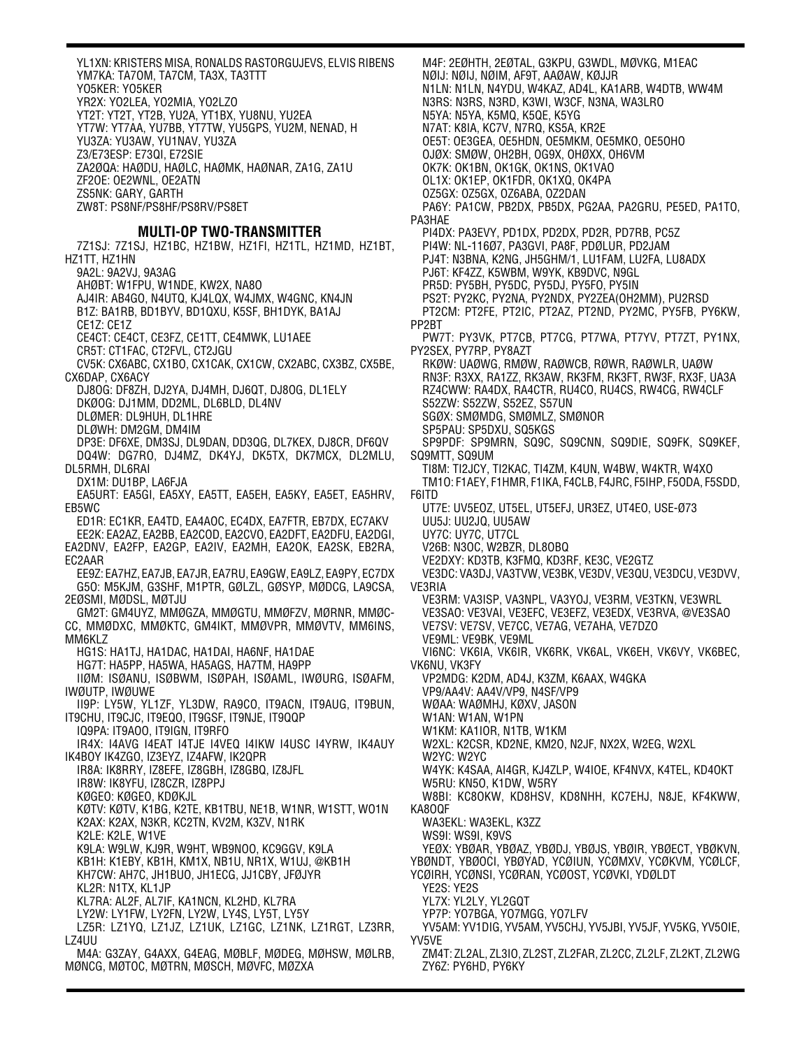YL1XN: KRISTERS MISA, RONALDS RASTORGUJEVS, ELVIS RIBENS
YM7KA: TA7OM, TA7CM, TA3X, TA3TTT
YO5KER: YO5KER
YR2X: YO2LEA, YO2MIA, YO2LZO
YT2T: YT2T, YT2B, YU2A, YT1BX, YU8NU, YU2EA
YT7W: YT7AA, YU7BB, YT7TW, YU5GPS, YU2M, NENAD, H
YU3ZA: YU3AW, YU1NAV, YU3ZA
Z3/E73ESP: E73QI, E72SIE
ZA2ØQA: HAØDU, HAØLC, HAØMK, HAØNAR, ZA1G, ZA1U
ZF2OE: OE2WNL, OE2ATN
ZS5NK: GARY, GARTH
ZW8T: PS8NF/PS8HF/PS8RV/PS8ET

## MULTI-OP TWO-TRANSMITTER

7Z1SJ: 7Z1SJ, HZ1BC, HZ1BW, HZ1FI, HZ1TL, HZ1MD, HZ1BT, HZ1TT, HZ1HN
9A2L: 9A2VJ, 9A3AG
AHØBT: W1FPU, W1NDE, KW2X, NA8O
AJ4IR: AB4GO, N4UTQ, KJ4LQX, W4JMX, W4GNC, KN4JN
B1Z: BA1RB, BD1BYV, BD1QXU, K5SF, BH1DYK, BA1AJ
CE1Z: CE1Z
CE4CT: CE4CT, CE3FZ, CE1TT, CE4MWK, LU1AEE
CR5T: CT1FAC, CT2FVL, CT2JGU
CV5K: CX6ABC, CX1BO, CX1CAK, CX1CW, CX2ABC, CX3BZ, CX5BE, CX6DAP, CX6ACY
DJ8OG: DF8ZH, DJ2YA, DJ4MH, DK6QT, DJ8OG, DL1ELY
DKØOG: DJ1MM, DD2ML, DL6BLD, DL4NV
DLØMER: DL9HUH, DL1HRE
DLØWH: DM2GM, DM4IM
DP3E: DF6XE, DM3SJ, DL9DAN, DD3QG, DL7KEX, DJ8CR, DF6QV
DQ4W: DG7RO, DJ4MZ, DK4YJ, DK5TX, DK7MCX, DL2MLU, DL5RMH, DL6RAI
DX1M: DU1BP, LA6FJA
EA5URT: EA5GI, EA5XY, EA5TT, EA5EH, EA5KY, EA5ET, EA5HRV, EB5WC
ED1R: EC1KR, EA4TD, EA4AOC, EC4DX, EA7FTR, EB7DX, EC7AKV
EE2K: EA2AZ, EA2BB, EA2COD, EA2CVO, EA2DFT, EA2DFU, EA2DGI, EA2DNV, EA2FP, EA2GP, EA2IV, EA2MH, EA2OK, EA2SK, EB2RA, EC2AAR
EE9Z: EA7HZ, EA7JB, EA7JR, EA7RU, EA9GW, EA9LZ, EA9PY, EC7DX
G5O: M5KJM, G3SHF, M1PTR, GØLZL, GØSYP, MØDCG, LA9CSA, 2EØSMI, MØDSL, MØTJU
GM2T: GM4UYZ, MMØGZA, MMØGTU, MMØFZV, MØRNR, MMØCCC, MMØDXC, MMØKTC, GM4IKT, MMØVPR, MMØVTV, MM6INS, MM6KLZ
HG1S: HA1TJ, HA1DAC, HA1DAI, HA6NF, HA1DAE
HG7T: HA5PP, HA5WA, HA5AGS, HA7TM, HA9PP
IIØM: ISØANU, ISØBWM, ISØPAH, ISØAML, IWØURG, ISØAFM, IWØUTP, IWØUWE
II9P: LY5W, YL1ZF, YL3DW, RA9CO, IT9ACN, IT9AUG, IT9BUN, IT9CHU, IT9CJC, IT9EQO, IT9GSF, IT9NJE, IT9QQP
IQ9PA: IT9AOO, IT9IGN, IT9RFO
IR4X: I4AVG I4EAT I4TJE I4VEQ I4IKW I4USC I4YRW, IK4AUY IK4BOY IK4ZGO, IZ3EYZ, IZ4AFW, IK2QPR
IR8A: IK8RRY, IZ8EFE, IZ8GBH, IZ8GBQ, IZ8JFL
IR8W: IK8YFU, IZ8CZR, IZ8PPJ
KØGEO: KØGEO, KDØKJL
KØTV: KØTV, K1BG, K2TE, KB1TBU, NE1B, W1NR, W1STT, WO1N
K2AX: K2AX, N3KR, KC2TN, KV2M, K3ZV, N1RK
K2LE: K2LE, W1VE
K9LA: W9LW, KJ9R, W9HT, WB9NOO, KC9GGV, K9LA
KB1H: K1EBY, KB1H, KM1X, NB1U, NR1X, W1UJ, @KB1H
KH7CW: AH7C, JH1BUO, JH1ECG, JJ1CBY, JFØJYR
KL2R: N1TX, KL1JP
KL7RA: AL2F, AL7IF, KA1NCN, KL2HD, KL7RA
LY2W: LY1FW, LY2FN, LY2W, LY4S, LY5T, LY5Y
LZ5R: LZ1YQ, LZ1JZ, LZ1UK, LZ1GC, LZ1NK, LZ1RGT, LZ3RR, LZ4UU
M4A: G3ZAY, G4AXX, G4EAG, MØBLF, MØDEG, MØHSW, MØLRB, MØNCG, MØTOC, MØTRN, MØSCH, MØVFC, MØZXA
M4F: 2EØHTH, 2EØTAL, G3KPU, G3WDL, MØVKG, M1EAC
NØIJ: NØIJ, NØIM, AF9T, AAØAW, KØJJR
N1LN: N1LN, N4YDU, W4KAZ, AD4L, KA1ARB, W4DTB, WW4M
N3RS: N3RS, N3RD, K3WI, W3CF, N3NA, WA3LRO
N5YA: N5YA, K5MQ, K5QE, K5YG
N7AT: K8IA, KC7V, N7RQ, KS5A, KR2E
OE5T: OE3GEA, OE5HDN, OE5MKM, OE5MKO, OE5OHO
OJØX: SMØW, OH2BH, OG9X, OHØXX, OH6VM
OK7K: OK1BN, OK1GK, OK1NS, OK1VAO
OL1X: OK1EP, OK1FDR, OK1XQ, OK4PA
OZ5GX: OZ5GX, OZ6ABA, OZ2DAN
PA6Y: PA1CW, PB2DX, PB5DX, PG2AA, PA2GRU, PE5ED, PA1TO, PA3HAE
PI4DX: PA3EVY, PD1DX, PD2DX, PD2R, PD7RB, PC5Z
PI4W: NL-116Ø7, PA3GVI, PA8F, PDØLUR, PD2JAM
PJ4T: N3BNA, K2NG, JH5GHM/1, LU1FAM, LU2FA, LU8ADX
PJ6T: KF4ZZ, K5WBM, W9YK, KB9DVC, N9GL
PR5D: PY5BH, PY5DC, PY5DJ, PY5FO, PY5IN
PS2T: PY2KC, PY2NA, PY2NDX, PY2ZEA(OH2MM), PU2RSD
PT2CM: PT2FE, PT2IC, PT2AZ, PT2ND, PY2MC, PY5FB, PY6KW, PP2BT
PW7T: PY3VK, PT7CB, PT7CG, PT7WA, PT7YV, PT7ZT, PY1NX, PY2SEX, PY7RP, PY8AZT
RKØW: UAØWG, RMØW, RAØWCB, RØWR, RAØWLR, UAØW
RN3F: R3XX, RA1ZZ, RK3AW, RK3FM, RK3FT, RW3F, RX3F, UA3A
RZ4CWW: RA4DX, RA4CTR, RU4CO, RU4CS, RW4CG, RW4CLF
S52ZW: S52ZW, S52EZ, S57UN
SGØX: SMØMDG, SMØMLZ, SMØNOR
SP5PAU: SP5DXU, SQ5KGS
SP9PDF: SP9MRN, SQ9C, SQ9CNN, SQ9DIE, SQ9FK, SQ9KEF, SQ9MTT, SQ9UM
TI8M: TI2JCY, TI2KAC, TI4ZM, K4UN, W4BW, W4KTR, W4XO
TM1O: F1AEY, F1HMR, F1IKA, F4CLB, F4JRC, F5IHP, F5ODA, F5SDD, F6ITD
UT7E: UV5EOZ, UT5EL, UT5EFJ, UR3EZ, UT4EO, USE-Ø73
UU5J: UU2JQ, UU5AW
UY7C: UY7C, UT7CL
V26B: N3OC, W2BZR, DL8OBQ
VE2DXY: KD3TB, K3FMQ, KD3RF, KE3C, VE2GTZ
VE3DC: VA3DJ, VA3TVW, VE3BK, VE3DV, VE3QU, VE3DCU, VE3DVV, VE3RIA
VE3RM: VA3ISP, VA3NPL, VA3YOJ, VE3RM, VE3TKN, VE3WRL
VE3SAO: VE3VAI, VE3EFC, VE3EFZ, VE3EDX, VE3RVA, @VE3SAO
VE7SV: VE7SV, VE7CC, VE7AG, VE7AHA, VE7DZO
VE9ML: VE9BK, VE9ML
VI6NC: VK6IA, VK6IR, VK6RK, VK6AL, VK6EH, VK6VY, VK6BEC, VK6NU, VK3FY
VP2MDG: K2DM, AD4J, K3ZM, K6AAX, W4GKA
VP9/AA4V: AA4V/VP9, N4SF/VP9
WØAA: WAØMHJ, KØXV, JASON
W1AN: W1AN, W1PN
W1KM: KA1IOR, N1TB, W1KM
W2XL: K2CSR, KD2NE, KM2O, N2JF, NX2X, W2EG, W2XL
W2YC: W2YC
W4YK: K4SAA, AI4GR, KJ4ZLP, W4IOE, KF4NVX, K4TEL, KD4OKT
W5RU: KN5O, K1DW, W5RY
W8BI: KC8OKW, KD8HSV, KD8NHH, KC7EHJ, N8JE, KF4KWW, KA8OQF
WA3EKL: WA3EKL, K3ZZ
WS9I: WS9I, K9VS
YEØX: YBØAR, YBØAZ, YBØDJ, YBØJS, YBØIR, YBØECT, YBØKVN, YBØNDT, YBØOCI, YBØYAD, YCØIUN, YCØMXV, YCØKVM, YCØLCF, YCØIRH, YCØNSI, YCØRAN, YCØOST, YCØVKI, YDØLDT
YE2S: YE2S
YL7X: YL2LY, YL2GQT
YP7P: YO7BGA, YO7MGG, YO7LFV
YV5AM: YV1DIG, YV5AM, YV5CHJ, YV5JBI, YV5JF, YV5KG, YV5OIE, YV5VE
ZM4T: ZL2AL, ZL3IO, ZL2ST, ZL2FAR, ZL2CC, ZL2LF, ZL2KT, ZL2WG
ZY6Z: PY6HD, PY6KY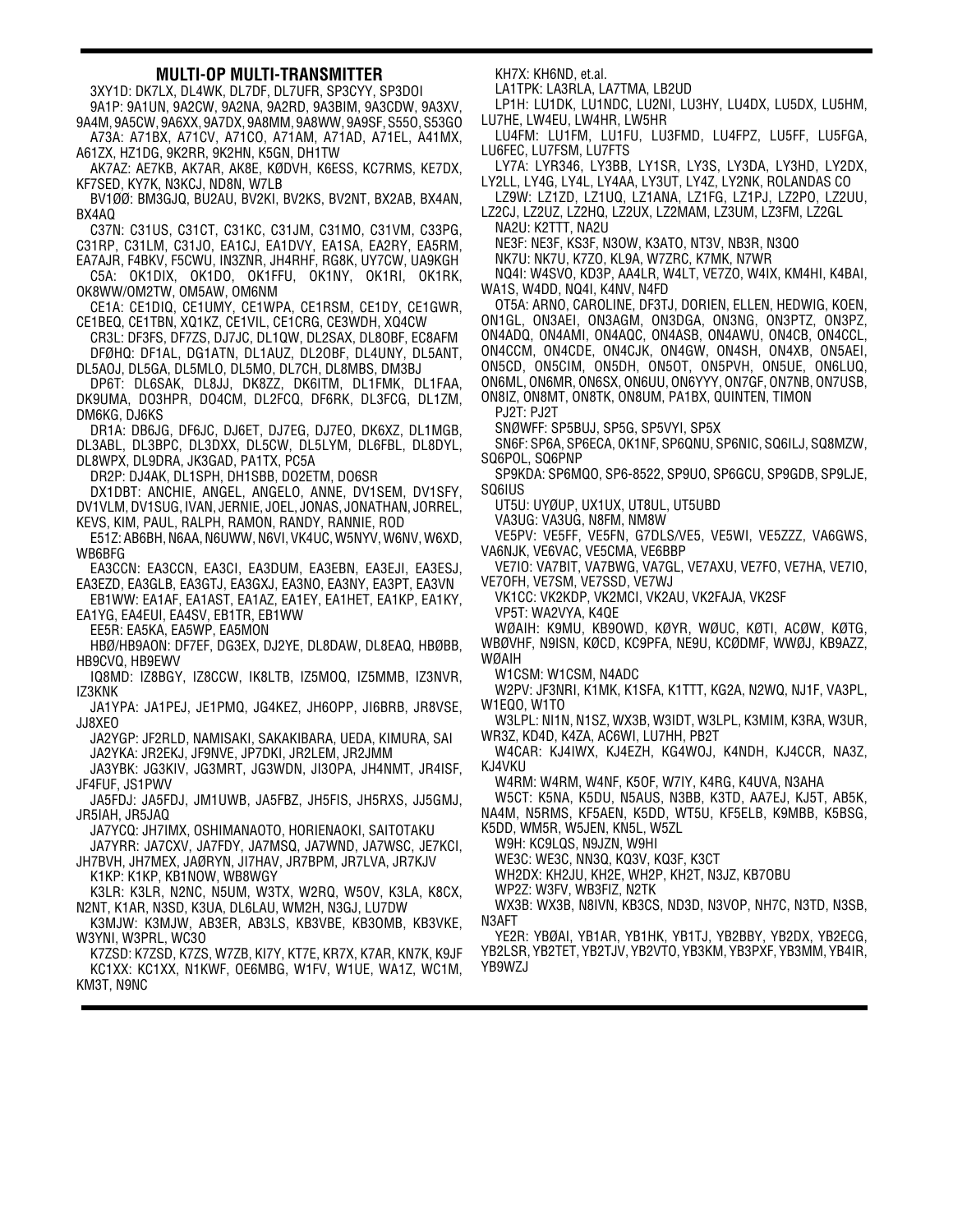## MULTI-OP MULTI-TRANSMITTER

3XY1D: DK7LX, DL4WK, DL7DF, DL7UFR, SP3CYY, SP3DOI

9A1P: 9A1UN, 9A2CW, 9A2NA, 9A2RD, 9A3BIM, 9A3CDW, 9A3XV, 9A4M, 9A5CW, 9A6XX, 9A7DX, 9A8MM, 9A8WW, 9A9SF, S55O, S53GO

A73A: A71BX, A71CV, A71CO, A71AM, A71AD, A71EL, A41MX, A61ZX, HZ1DG, 9K2RR, 9K2HN, K5GN, DH1TW

AK7AZ: AE7KB, AK7AR, AK8E, KØDVH, K6ESS, KC7RMS, KE7DX, KF7SED, KY7K, N3KCJ, ND8N, W7LB

BV1ØØ: BM3GJQ, BU2AU, BV2KI, BV2KS, BV2NT, BX2AB, BX4AN, BX4AQ

C37N: C31US, C31CT, C31KC, C31JM, C31MO, C31VM, C33PG, C31RP, C31LM, C31JO, EA1CJ, EA1DVY, EA1SA, EA2RY, EA5RM, EA7AJR, F4BKV, F5CWU, IN3ZNR, JH4RHF, RG8K, UY7CW, UA9KGH

C5A: OK1DIX, OK1DO, OK1FFU, OK1NY, OK1RI, OK1RK, OK8WW/OM2TW, OM5AW, OM6NM

CE1A: CE1DIQ, CE1UMY, CE1WPA, CE1RSM, CE1DY, CE1GWR, CE1BEQ, CE1TBN, XQ1KZ, CE1VIL, CE1CRG, CE3WDH, XQ4CW

CR3L: DF3FS, DF7ZS, DJ7JC, DL1QW, DL2SAX, DL8OBF, EC8AFM

DFØHQ: DF1AL, DG1ATN, DL1AUZ, DL2OBF, DL4UNY, DL5ANT, DL5AOJ, DL5GA, DL5MLO, DL5MO, DL7CH, DL8MBS, DM3BJ

DP6T: DL6SAK, DL8JJ, DK8ZZ, DK6ITM, DL1FMK, DL1FAA, DK9UMA, DO3HPR, DO4CM, DL2FCQ, DF6RK, DL3FCG, DL1ZM, DM6KG, DJ6KS

DR1A: DB6JG, DF6JC, DJ6ET, DJ7EG, DJ7EO, DK6XZ, DL1MGB, DL3ABL, DL3BPC, DL3DXX, DL5CW, DL5LYM, DL6FBL, DL8DYL, DL8WPX, DL9DRA, JK3GAD, PA1TX, PC5A

DR2P: DJ4AK, DL1SPH, DH1SBB, DO2ETM, DO6SR

DX1DBT: ANCHIE, ANGEL, ANGELO, ANNE, DV1SEM, DV1SFY, DV1VLM, DV1SUG, IVAN, JERNIE, JOEL, JONAS, JONATHAN, JORREL, KEVS, KIM, PAUL, RALPH, RAMON, RANDY, RANNIE, ROD

E51Z: AB6BH, N6AA, N6UWW, N6VI, VK4UC, W5NYV, W6NV, W6XD, WB6BFG

EA3CCN: EA3CCN, EA3CI, EA3DUM, EA3EBN, EA3EJI, EA3ESJ, EA3EZD, EA3GLB, EA3GTJ, EA3GXJ, EA3NO, EA3NY, EA3PT, EA3VN

EB1WW: EA1AF, EA1AST, EA1AZ, EA1EY, EA1HET, EA1KP, EA1KY, EA1YG, EA4EUI, EA4SV, EB1TR, EB1WW

EE5R: EA5KA, EA5WP, EA5MON

HBØ/HB9AON: DF7EF, DG3EX, DJ2YE, DL8DAW, DL8EAQ, HBØBB, HB9CVQ, HB9EWV

IQ8MD: IZ8BGY, IZ8CCW, IK8LTB, IZ5MOQ, IZ5MMB, IZ3NVR, IZ3KNK

JA1YPA: JA1PEJ, JE1PMQ, JG4KEZ, JH6OPP, JI6BRB, JR8VSE, JJ8XEO

JA2YGP: JF2RLD, NAMISAKI, SAKAKIBARA, UEDA, KIMURA, SAI

JA2YKA: JR2EKJ, JF9NVE, JP7DKI, JR2LEM, JR2JMM

JA3YBK: JG3KIV, JG3MRT, JG3WDN, JI3OPA, JH4NMT, JR4ISF, JF4FUF, JS1PWV

JA5FDJ: JA5FDJ, JM1UWB, JA5FBZ, JH5FIS, JH5RXS, JJ5GMJ, JR5IAH, JR5JAQ

JA7YCQ: JH7IMX, OSHIMANAOTO, HORIENAOKI, SAITOTAKU

JA7YRR: JA7CXV, JA7FDY, JA7MSQ, JA7WND, JA7WSC, JE7KCI, JH7BVH, JH7MEX, JAØRYN, JI7HAV, JR7BPM, JR7LVA, JR7KJV

K1KP: K1KP, KB1NOW, WB8WGY

K3LR: K3LR, N2NC, N5UM, W3TX, W2RQ, W5OV, K3LA, K8CX, N2NT, K1AR, N3SD, K3UA, DL6LAU, WM2H, N3GJ, LU7DW

K3MJW: K3MJW, AB3ER, AB3LS, KB3VBE, KB3OMB, KB3VKE, W3YNI, W3PRL, WC3O

K7ZSD: K7ZSD, K7ZS, W7ZB, KI7Y, KT7E, KR7X, K7AR, KN7K, K9JF

KC1XX: KC1XX, N1KWF, OE6MBG, W1FV, W1UE, WA1Z, WC1M, KM3T, N9NC

KH7X: KH6ND, et.al.

LA1TPK: LA3RLA, LA7TMA, LB2UD

LP1H: LU1DK, LU1NDC, LU2NI, LU3HY, LU4DX, LU5DX, LU5HM, LU7HE, LW4EU, LW4HR, LW5HR

LU4FM: LU1FM, LU1FU, LU3FMD, LU4FPZ, LU5FF, LU5FGA, LU6FEC, LU7FSM, LU7FTS

LY7A: LYR346, LY3BB, LY1SR, LY3S, LY3DA, LY3HD, LY2DX, LY2LL, LY4G, LY4L, LY4AA, LY3UT, LY4Z, LY2NK, ROLANDAS CO

LZ9W: LZ1ZD, LZ1UQ, LZ1ANA, LZ1FG, LZ1PJ, LZ2PO, LZ2UU, LZ2CJ, LZ2UZ, LZ2HQ, LZ2UX, LZ2MAM, LZ3UM, LZ3FM, LZ2GL

NA2U: K2TTT, NA2U

NE3F: NE3F, KS3F, N3OW, K3ATO, NT3V, NB3R, N3QO

NK7U: NK7U, K7ZO, KL9A, W7ZRC, K7MK, N7WR

NQ4I: W4SVO, KD3P, AA4LR, W4LT, VE7ZO, W4IX, KM4HI, K4BAI, WA1S, W4DD, NQ4I, K4NV, N4FD

OT5A: ARNO, CAROLINE, DF3TJ, DORIEN, ELLEN, HEDWIG, KOEN, ON1GL, ON3AEI, ON3AGM, ON3DGA, ON3NG, ON3PTZ, ON3PZ, ON4ADQ, ON4AMI, ON4AQC, ON4ASB, ON4AWU, ON4CB, ON4CCL, ON4CCM, ON4CDE, ON4CJK, ON4GW, ON4SH, ON4XB, ON5AEI, ON5CD, ON5CIM, ON5DH, ON5OT, ON5PVH, ON5UE, ON6LUQ, ON6ML, ON6MR, ON6SX, ON6UU, ON6YYY, ON7GF, ON7NB, ON7USB, ON8IZ, ON8MT, ON8TK, ON8UM, PA1BX, QUINTEN, TIMON

PJ2T: PJ2T

SNØWFF: SP5BUJ, SP5G, SP5VYI, SP5X

SN6F: SP6A, SP6ECA, OK1NF, SP6QNU, SP6NIC, SQ6ILJ, SQ8MZW, SQ6POL, SQ6PNP

SP9KDA: SP6MQO, SP6-8522, SP9UO, SP6GCU, SP9GDB, SP9LJE, SQ6IUS

UT5U: UYØUP, UX1UX, UT8UL, UT5UBD

VA3UG: VA3UG, N8FM, NM8W

VE5PV: VE5FF, VE5FN, G7DLS/VE5, VE5WI, VE5ZZZ, VA6GWS, VA6NJK, VE6VAC, VE5CMA, VE6BBP

VE7IO: VA7BIT, VA7BWG, VA7GL, VE7AXU, VE7FO, VE7HA, VE7IO, VE7OFH, VE7SM, VE7SSD, VE7WJ

VK1CC: VK2KDP, VK2MCI, VK2AU, VK2FAJA, VK2SF

VP5T: WA2VYA, K4QE

WØAIH: K9MU, KB9OWD, KØYR, WØUC, KØTI, ACØW, KØTG, WBØVHF, N9ISN, KØCD, KC9PFA, NE9U, KCØDMF, WWØJ, KB9AZZ, WØAIH

W1CSM: W1CSM, N4ADC

W2PV: JF3NRI, K1MK, K1SFA, K1TTT, KG2A, N2WQ, NJ1F, VA3PL, W1EQO, W1TO

W3LPL: NI1N, N1SZ, WX3B, W3IDT, W3LPL, K3MIM, K3RA, W3UR, WR3Z, KD4D, K4ZA, AC6WI, LU7HH, PB2T

W4CAR: KJ4IWX, KJ4EZH, KG4WOJ, K4NDH, KJ4CCR, NA3Z, KJ4VKU

W4RM: W4RM, W4NF, K5OF, W7IY, K4RG, K4UVA, N3AHA

W5CT: K5NA, K5DU, N5AUS, N3BB, K3TD, AA7EJ, KJ5T, AB5K, NA4M, N5RMS, KF5AEN, K5DD, WT5U, KF5ELB, K9MBB, K5BSG, K5DD, WM5R, W5JEN, KN5L, W5ZL

W9H: KC9LQS, N9JZN, W9HI

WE3C: WE3C, NN3Q, KQ3V, KQ3F, K3CT

WH2DX: KH2JU, KH2E, WH2P, KH2T, N3JZ, KB7OBU

WP2Z: W3FV, WB3FIZ, N2TK

WX3B: WX3B, N8IVN, KB3CS, ND3D, N3VOP, NH7C, N3TD, N3SB, N3AFT

YE2R: YBØAI, YB1AR, YB1HK, YB1TJ, YB2BBY, YB2DX, YB2ECG, YB2LSR, YB2TET, YB2TJV, YB2VTO, YB3KM, YB3PXF, YB3MM, YB4IR, YB9WZJ